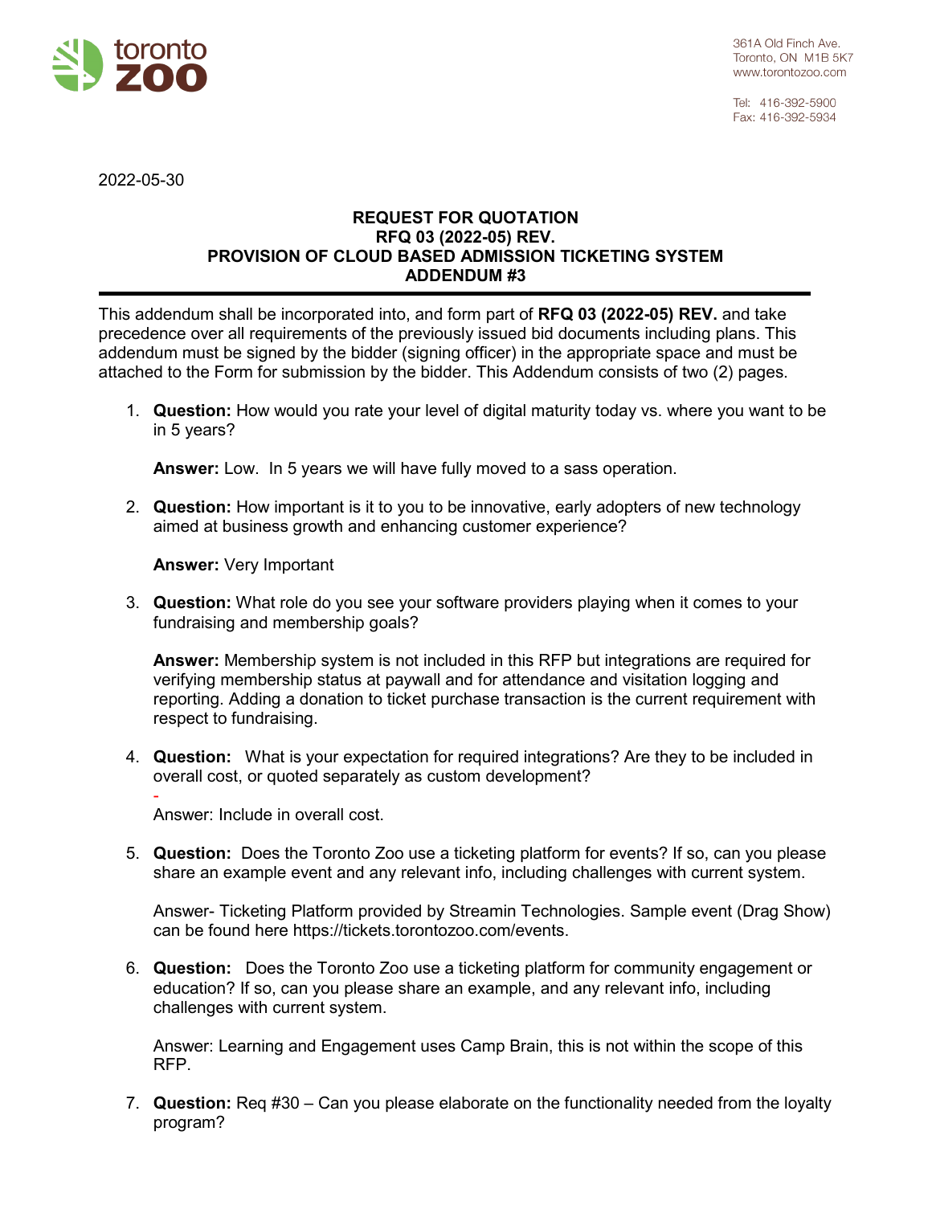361A Old Finch Ave.
Toronto, ON M1B 5K7
www.torontozoo.com

Tel: 416-392-5900
Fax: 416-392-5934

2022-05-30

**REQUEST FOR QUOTATION**
**RFQ 03 (2022-05) REV.**
**PROVISION OF CLOUD BASED ADMISSION TICKETING SYSTEM**
**ADDENDUM #3**

This addendum shall be incorporated into, and form part of **RFQ 03 (2022-05) REV.** and take precedence over all requirements of the previously issued bid documents including plans. This addendum must be signed by the bidder (signing officer) in the appropriate space and must be attached to the Form for submission by the bidder. This Addendum consists of two (2) pages.

1. **Question:** How would you rate your level of digital maturity today vs. where you want to be in 5 years?

   **Answer:** Low. In 5 years we will have fully moved to a sass operation.

2. **Question:** How important is it to you to be innovative, early adopters of new technology aimed at business growth and enhancing customer experience?

   **Answer:** Very Important

3. **Question:** What role do you see your software providers playing when it comes to your fundraising and membership goals?

   **Answer:** Membership system is not included in this RFP but integrations are required for verifying membership status at paywall and for attendance and visitation logging and reporting. Adding a donation to ticket purchase transaction is the current requirement with respect to fundraising.

4. **Question:** What is your expectation for required integrations? Are they to be included in overall cost, or quoted separately as custom development?

   -
   Answer: Include in overall cost.

5. **Question:** Does the Toronto Zoo use a ticketing platform for events? If so, can you please share an example event and any relevant info, including challenges with current system.

   Answer- Ticketing Platform provided by Streamin Technologies. Sample event (Drag Show) can be found here https://tickets.torontozoo.com/events.

6. **Question:** Does the Toronto Zoo use a ticketing platform for community engagement or education? If so, can you please share an example, and any relevant info, including challenges with current system.

   Answer: Learning and Engagement uses Camp Brain, this is not within the scope of this RFP.

7. **Question:** Req #30 – Can you please elaborate on the functionality needed from the loyalty program?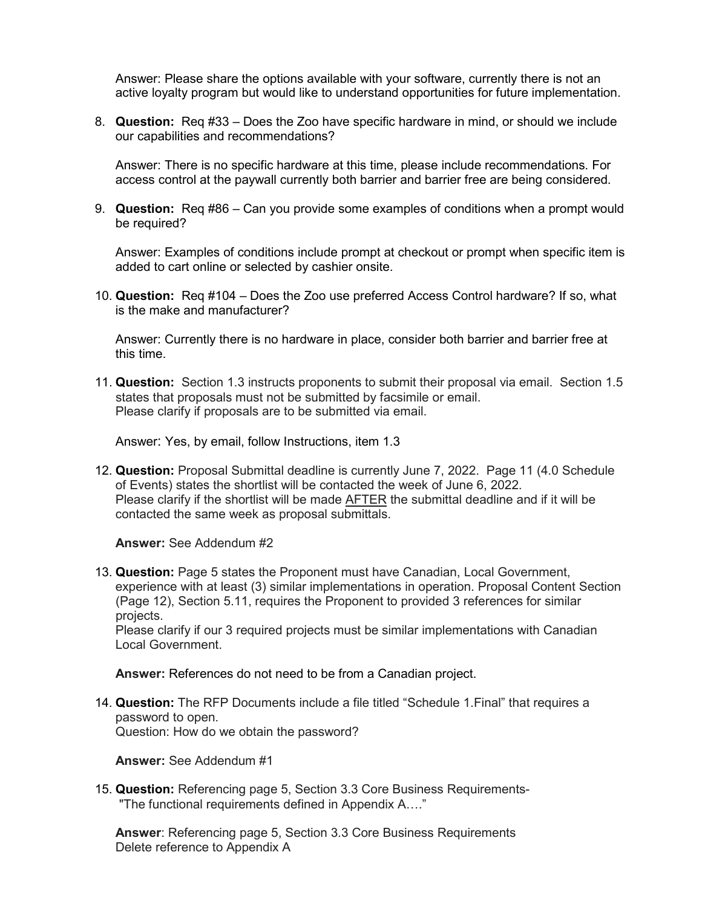Answer: Please share the options available with your software, currently there is not an active loyalty program but would like to understand opportunities for future implementation.

8. **Question:** Req #33 – Does the Zoo have specific hardware in mind, or should we include our capabilities and recommendations?

   Answer: There is no specific hardware at this time, please include recommendations. For access control at the paywall currently both barrier and barrier free are being considered.

9. **Question:** Req #86 – Can you provide some examples of conditions when a prompt would be required?

   Answer: Examples of conditions include prompt at checkout or prompt when specific item is added to cart online or selected by cashier onsite.

10. **Question:** Req #104 – Does the Zoo use preferred Access Control hardware? If so, what is the make and manufacturer?

    Answer: Currently there is no hardware in place, consider both barrier and barrier free at this time.

11. **Question:** Section 1.3 instructs proponents to submit their proposal via email. Section 1.5 states that proposals must not be submitted by facsimile or email.
    Please clarify if proposals are to be submitted via email.

    Answer: Yes, by email, follow Instructions, item 1.3

12. **Question:** Proposal Submittal deadline is currently June 7, 2022. Page 11 (4.0 Schedule of Events) states the shortlist will be contacted the week of June 6, 2022.
    Please clarify if the shortlist will be made <u>AFTER</u> the submittal deadline and if it will be contacted the same week as proposal submittals.

    **Answer:** See Addendum #2

13. **Question:** Page 5 states the Proponent must have Canadian, Local Government, experience with at least (3) similar implementations in operation. Proposal Content Section (Page 12), Section 5.11, requires the Proponent to provided 3 references for similar projects.
    Please clarify if our 3 required projects must be similar implementations with Canadian Local Government.

    **Answer:** References do not need to be from a Canadian project.

14. **Question:** The RFP Documents include a file titled "Schedule 1.Final" that requires a password to open.
    Question: How do we obtain the password?

    **Answer:** See Addendum #1

15. **Question:** Referencing page 5, Section 3.3 Core Business Requirements-
    "The functional requirements defined in Appendix A…."

    **Answer**: Referencing page 5, Section 3.3 Core Business Requirements
    Delete reference to Appendix A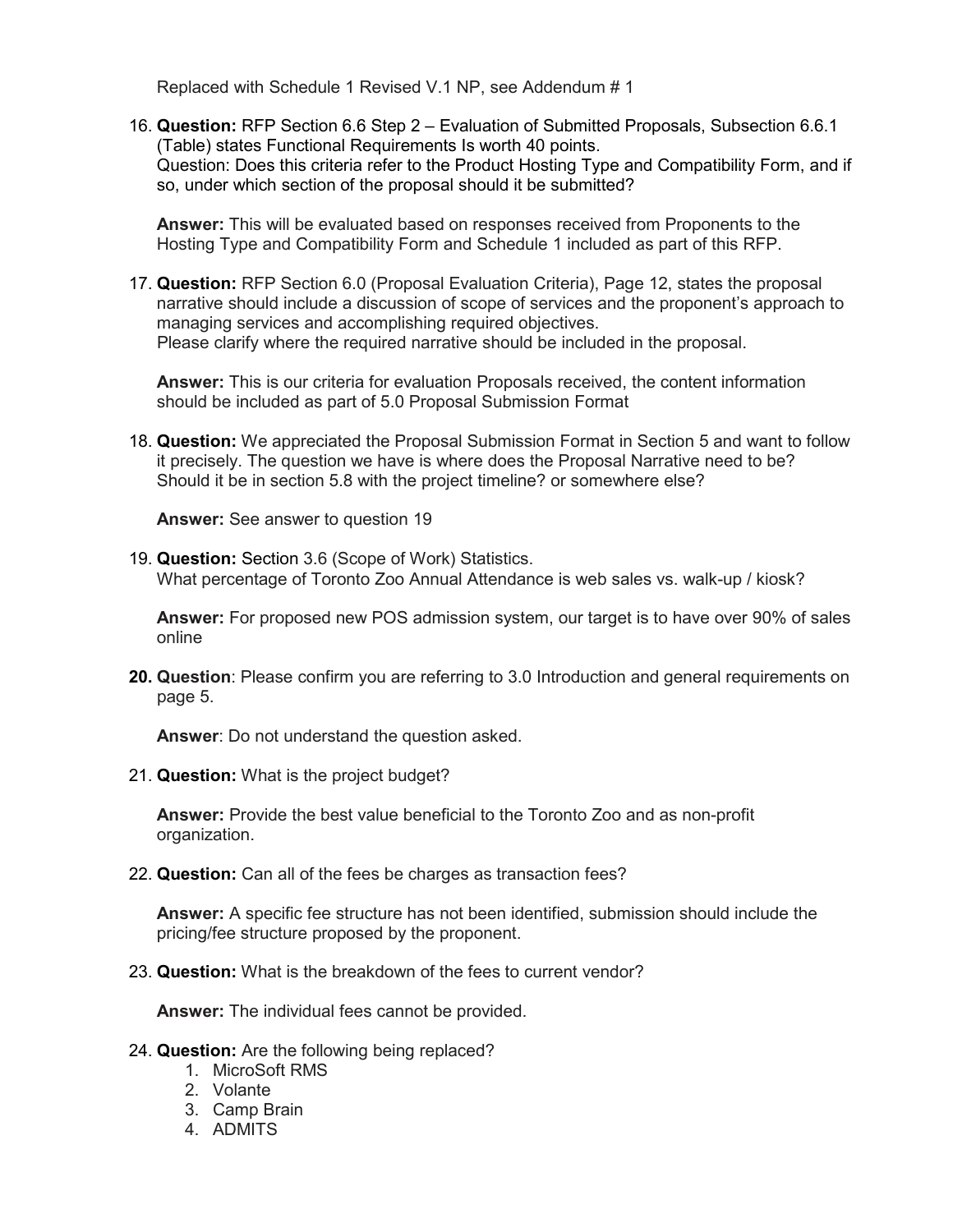Replaced with Schedule 1 Revised V.1 NP, see Addendum # 1

16. **Question:** RFP Section 6.6 Step 2 – Evaluation of Submitted Proposals, Subsection 6.6.1 (Table) states Functional Requirements Is worth 40 points.
    Question: Does this criteria refer to the Product Hosting Type and Compatibility Form, and if so, under which section of the proposal should it be submitted?

    **Answer:** This will be evaluated based on responses received from Proponents to the Hosting Type and Compatibility Form and Schedule 1 included as part of this RFP.

17. **Question:** RFP Section 6.0 (Proposal Evaluation Criteria), Page 12, states the proposal narrative should include a discussion of scope of services and the proponent's approach to managing services and accomplishing required objectives.
    Please clarify where the required narrative should be included in the proposal.

    **Answer:** This is our criteria for evaluation Proposals received, the content information should be included as part of 5.0 Proposal Submission Format

18. **Question:** We appreciated the Proposal Submission Format in Section 5 and want to follow it precisely. The question we have is where does the Proposal Narrative need to be? Should it be in section 5.8 with the project timeline? or somewhere else?

    **Answer:** See answer to question 19

19. **Question:** Section 3.6 (Scope of Work) Statistics.
    What percentage of Toronto Zoo Annual Attendance is web sales vs. walk-up / kiosk?

    **Answer:** For proposed new POS admission system, our target is to have over 90% of sales online

20. **Question**: Please confirm you are referring to 3.0 Introduction and general requirements on page 5.

    **Answer**: Do not understand the question asked.

21. **Question:** What is the project budget?

    **Answer:** Provide the best value beneficial to the Toronto Zoo and as non-profit organization.

22. **Question:** Can all of the fees be charges as transaction fees?

    **Answer:** A specific fee structure has not been identified, submission should include the pricing/fee structure proposed by the proponent.

23. **Question:** What is the breakdown of the fees to current vendor?

    **Answer:** The individual fees cannot be provided.

24. **Question:** Are the following being replaced?
    1. MicroSoft RMS
    2. Volante
    3. Camp Brain
    4. ADMITS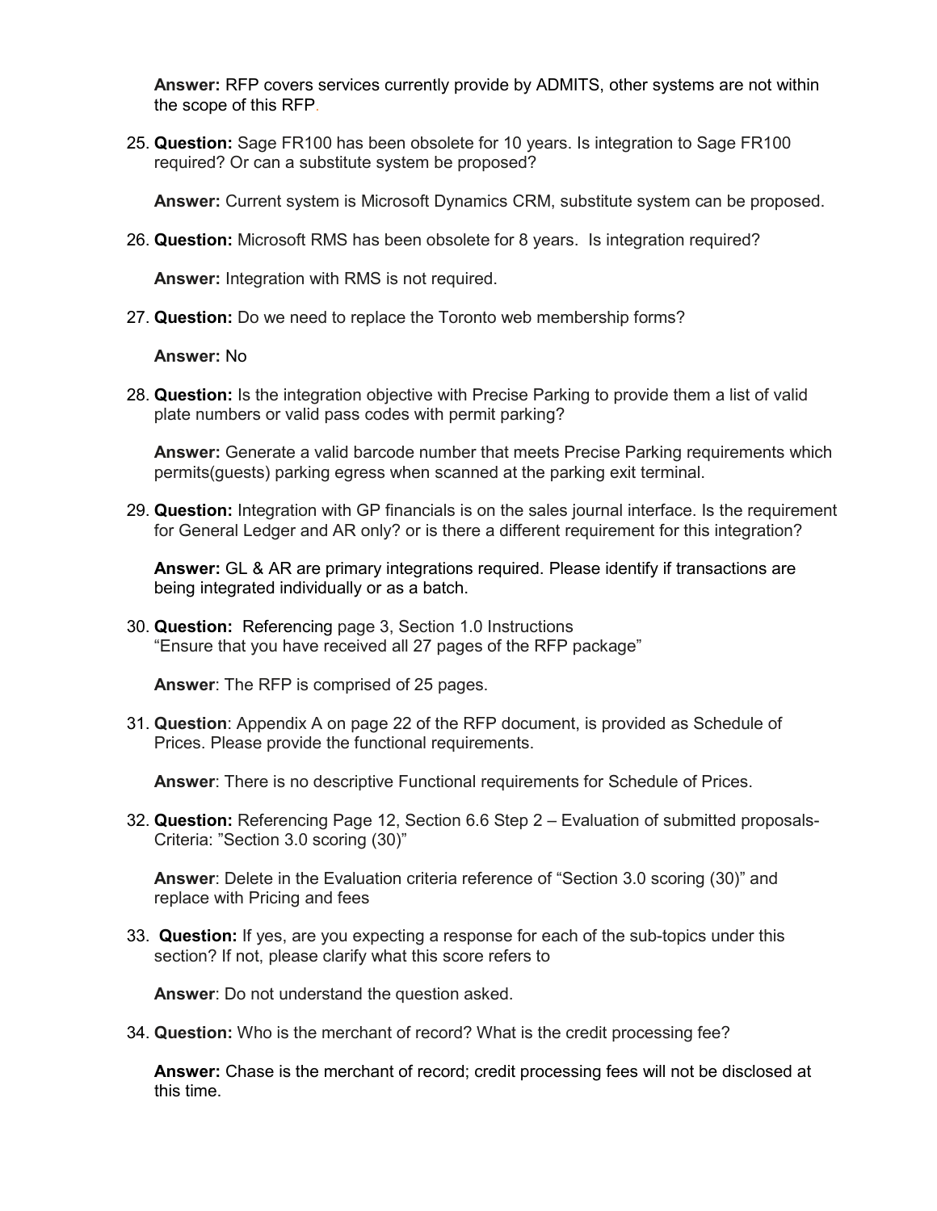**Answer:** RFP covers services currently provide by ADMITS, other systems are not within the scope of this RFP.

25. **Question:** Sage FR100 has been obsolete for 10 years. Is integration to Sage FR100 required? Or can a substitute system be proposed?

    **Answer:** Current system is Microsoft Dynamics CRM, substitute system can be proposed.

26. **Question:** Microsoft RMS has been obsolete for 8 years. Is integration required?

    **Answer:** Integration with RMS is not required.

27. **Question:** Do we need to replace the Toronto web membership forms?

    **Answer:** No

28. **Question:** Is the integration objective with Precise Parking to provide them a list of valid plate numbers or valid pass codes with permit parking?

    **Answer:** Generate a valid barcode number that meets Precise Parking requirements which permits(guests) parking egress when scanned at the parking exit terminal.

29. **Question:** Integration with GP financials is on the sales journal interface. Is the requirement for General Ledger and AR only? or is there a different requirement for this integration?

    **Answer:** GL & AR are primary integrations required. Please identify if transactions are being integrated individually or as a batch.

30. **Question:** Referencing page 3, Section 1.0 Instructions
    "Ensure that you have received all 27 pages of the RFP package"

    **Answer**: The RFP is comprised of 25 pages.

31. **Question**: Appendix A on page 22 of the RFP document, is provided as Schedule of Prices. Please provide the functional requirements.

    **Answer**: There is no descriptive Functional requirements for Schedule of Prices.

32. **Question:** Referencing Page 12, Section 6.6 Step 2 – Evaluation of submitted proposals- Criteria: "Section 3.0 scoring (30)"

    **Answer**: Delete in the Evaluation criteria reference of "Section 3.0 scoring (30)" and replace with Pricing and fees

33. **Question:** If yes, are you expecting a response for each of the sub-topics under this section? If not, please clarify what this score refers to

    **Answer**: Do not understand the question asked.

34. **Question:** Who is the merchant of record? What is the credit processing fee?

    **Answer:** Chase is the merchant of record; credit processing fees will not be disclosed at this time.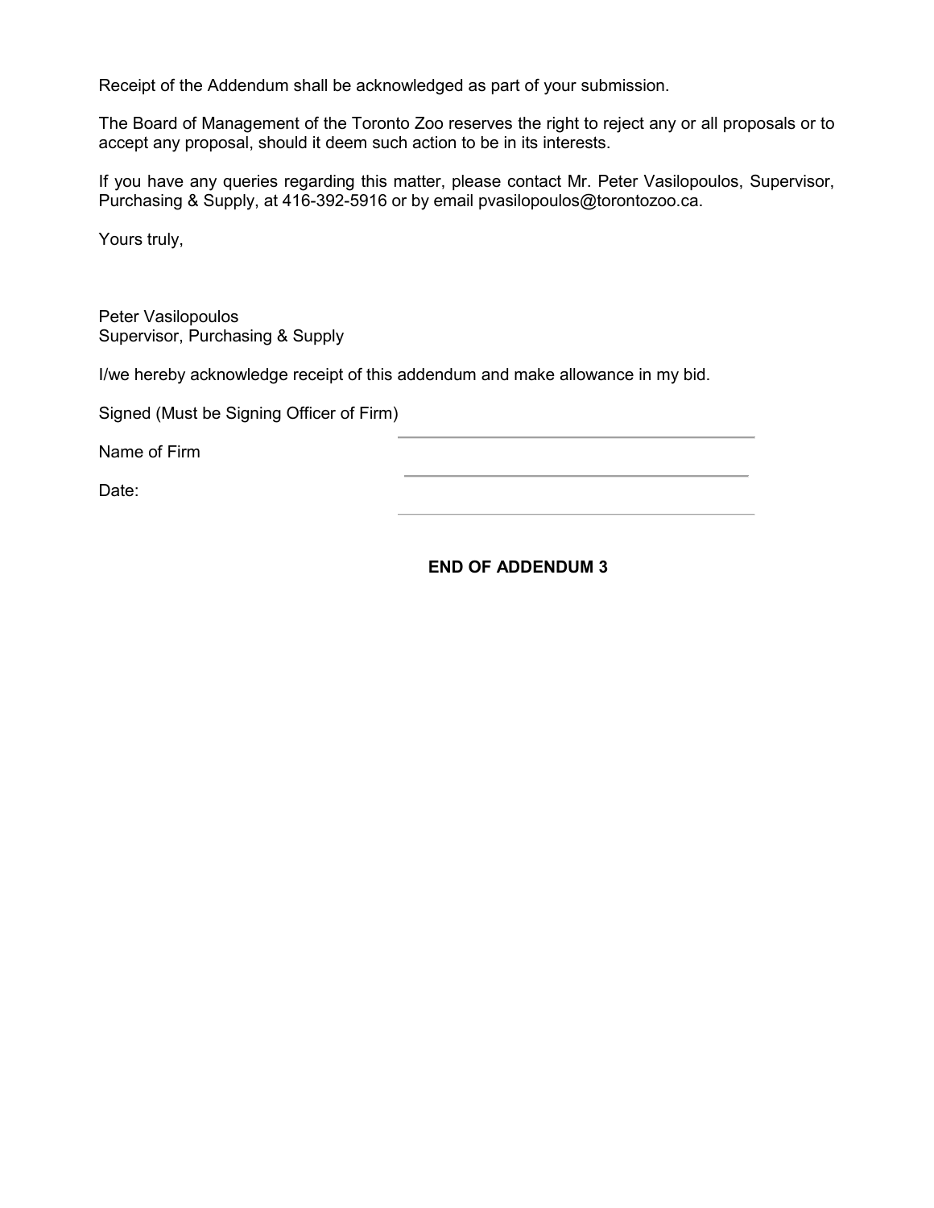Receipt of the Addendum shall be acknowledged as part of your submission.

The Board of Management of the Toronto Zoo reserves the right to reject any or all proposals or to accept any proposal, should it deem such action to be in its interests.

If you have any queries regarding this matter, please contact Mr. Peter Vasilopoulos, Supervisor, Purchasing & Supply, at 416-392-5916 or by email pvasilopoulos@torontozoo.ca.

Yours truly,

Peter Vasilopoulos
Supervisor, Purchasing & Supply

I/we hereby acknowledge receipt of this addendum and make allowance in my bid.

Signed (Must be Signing Officer of Firm) ______________________________

Name of Firm ______________________________

Date: ______________________________

**END OF ADDENDUM 3**